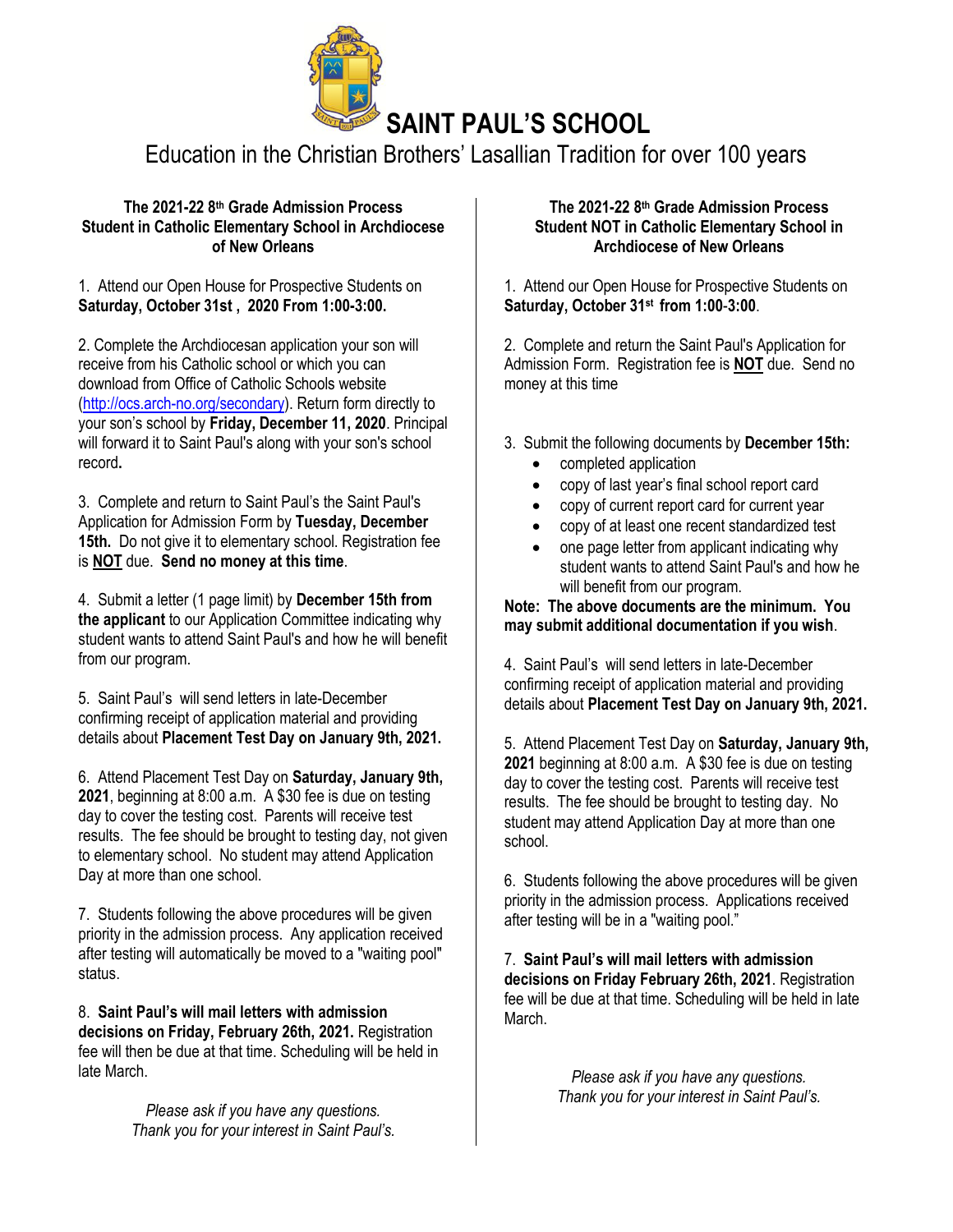# SAINT PAUL'S SCHOOL

Education in the Christian Brothers' Lasallian Tradition for over 100 years

## The 2021-22 8th Grade Admission Process Student in Catholic Elementary School in Archdiocese of New Orleans

1. Attend our Open House for Prospective Students on **Saturday, October 31st , 2020 From 1:00-3:00.**

2. Complete the Archdiocesan application your son will receive from his Catholic school or which you can download from Office of Catholic Schools website (http://ocs.arch-no.org/secondary). Return form directly to your son's school by **Friday, December 11, 2020**. Principal will forward it to Saint Paul's along with your son's school record**.**

3. Complete and return to Saint Paul's the Saint Paul's Application for Admission Form by **Tuesday, December 15th.** Do not give it to elementary school. Registration fee is **NOT** due. **Send no money at this time**.

4. Submit a letter (1 page limit) by **December 15th from the applicant** to our Application Committee indicating why student wants to attend Saint Paul's and how he will benefit from our program.

5. Saint Paul's will send letters in late-December confirming receipt of application material and providing details about **Placement Test Day on January 9th, 2021.**

6. Attend Placement Test Day on **Saturday, January 9th, 2021**, beginning at 8:00 a.m. A $30 fee is due on testing day to cover the testing cost. Parents will receive test results. The fee should be brought to testing day, not given to elementary school. No student may attend Application Day at more than one school.

7. Students following the above procedures will be given priority in the admission process. Any application received after testing will automatically be moved to a "waiting pool" status.

8. **Saint Paul's will mail letters with admission decisions on Friday, February 26th, 2021.** Registration fee will then be due at that time. Scheduling will be held in late March.

*Please ask if you have any questions.*
*Thank you for your interest in Saint Paul's.*

## The 2021-22 8th Grade Admission Process Student NOT in Catholic Elementary School in Archdiocese of New Orleans

1. Attend our Open House for Prospective Students on **Saturday, October 31st from 1:00-3:00**.

2. Complete and return the Saint Paul's Application for Admission Form. Registration fee is **NOT** due. Send no money at this time

3. Submit the following documents by **December 15th:**
   - completed application
   - copy of last year's final school report card
   - copy of current report card for current year
   - copy of at least one recent standardized test
   - one page letter from applicant indicating why student wants to attend Saint Paul's and how he will benefit from our program.

**Note: The above documents are the minimum. You may submit additional documentation if you wish**.

4. Saint Paul's will send letters in late-December confirming receipt of application material and providing details about **Placement Test Day on January 9th, 2021.**

5. Attend Placement Test Day on **Saturday, January 9th, 2021** beginning at 8:00 a.m. A $30 fee is due on testing day to cover the testing cost. Parents will receive test results. The fee should be brought to testing day. No student may attend Application Day at more than one school.

6. Students following the above procedures will be given priority in the admission process. Applications received after testing will be in a "waiting pool."

7. **Saint Paul's will mail letters with admission decisions on Friday February 26th, 2021**. Registration fee will be due at that time. Scheduling will be held in late March.

*Please ask if you have any questions.*
*Thank you for your interest in Saint Paul's.*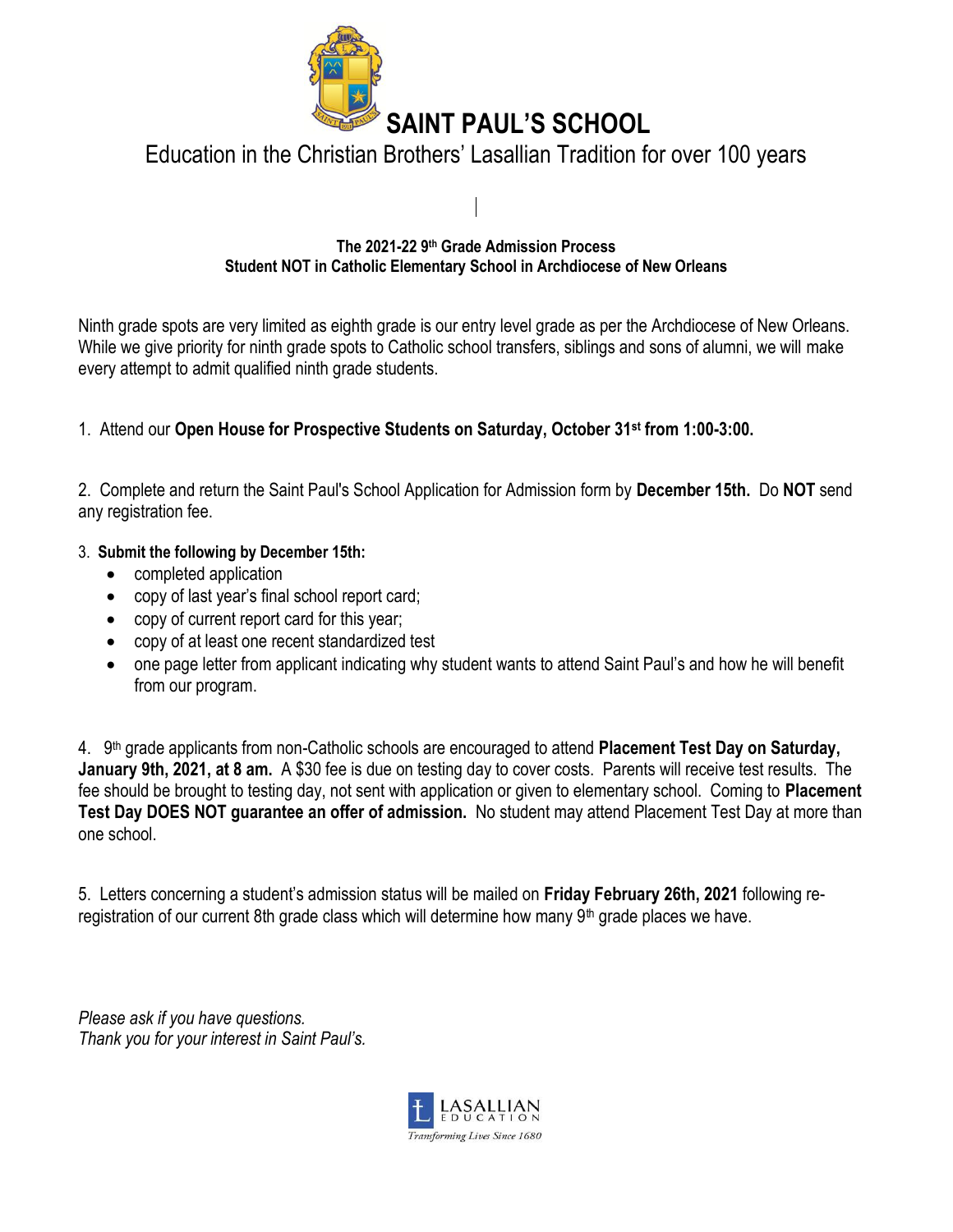# SAINT PAUL'S SCHOOL

Education in the Christian Brothers' Lasallian Tradition for over 100 years

**The 2021-22 9th Grade Admission Process**
**Student NOT in Catholic Elementary School in Archdiocese of New Orleans**

Ninth grade spots are very limited as eighth grade is our entry level grade as per the Archdiocese of New Orleans. While we give priority for ninth grade spots to Catholic school transfers, siblings and sons of alumni, we will make every attempt to admit qualified ninth grade students.

1. Attend our **Open House for Prospective Students on Saturday, October 31st from 1:00-3:00.**

2. Complete and return the Saint Paul's School Application for Admission form by **December 15th.** Do **NOT** send any registration fee.

3. **Submit the following by December 15th:**
   - completed application
   - copy of last year's final school report card;
   - copy of current report card for this year;
   - copy of at least one recent standardized test
   - one page letter from applicant indicating why student wants to attend Saint Paul's and how he will benefit from our program.

4. 9th grade applicants from non-Catholic schools are encouraged to attend **Placement Test Day on Saturday, January 9th, 2021, at 8 am.** A $30 fee is due on testing day to cover costs. Parents will receive test results. The fee should be brought to testing day, not sent with application or given to elementary school. Coming to **Placement Test Day DOES NOT guarantee an offer of admission.** No student may attend Placement Test Day at more than one school.

5. Letters concerning a student's admission status will be mailed on **Friday February 26th, 2021** following re-registration of our current 8th grade class which will determine how many 9th grade places we have.

*Please ask if you have questions.*
*Thank you for your interest in Saint Paul's.*

LASALLIAN EDUCATION
*Transforming Lives Since 1680*